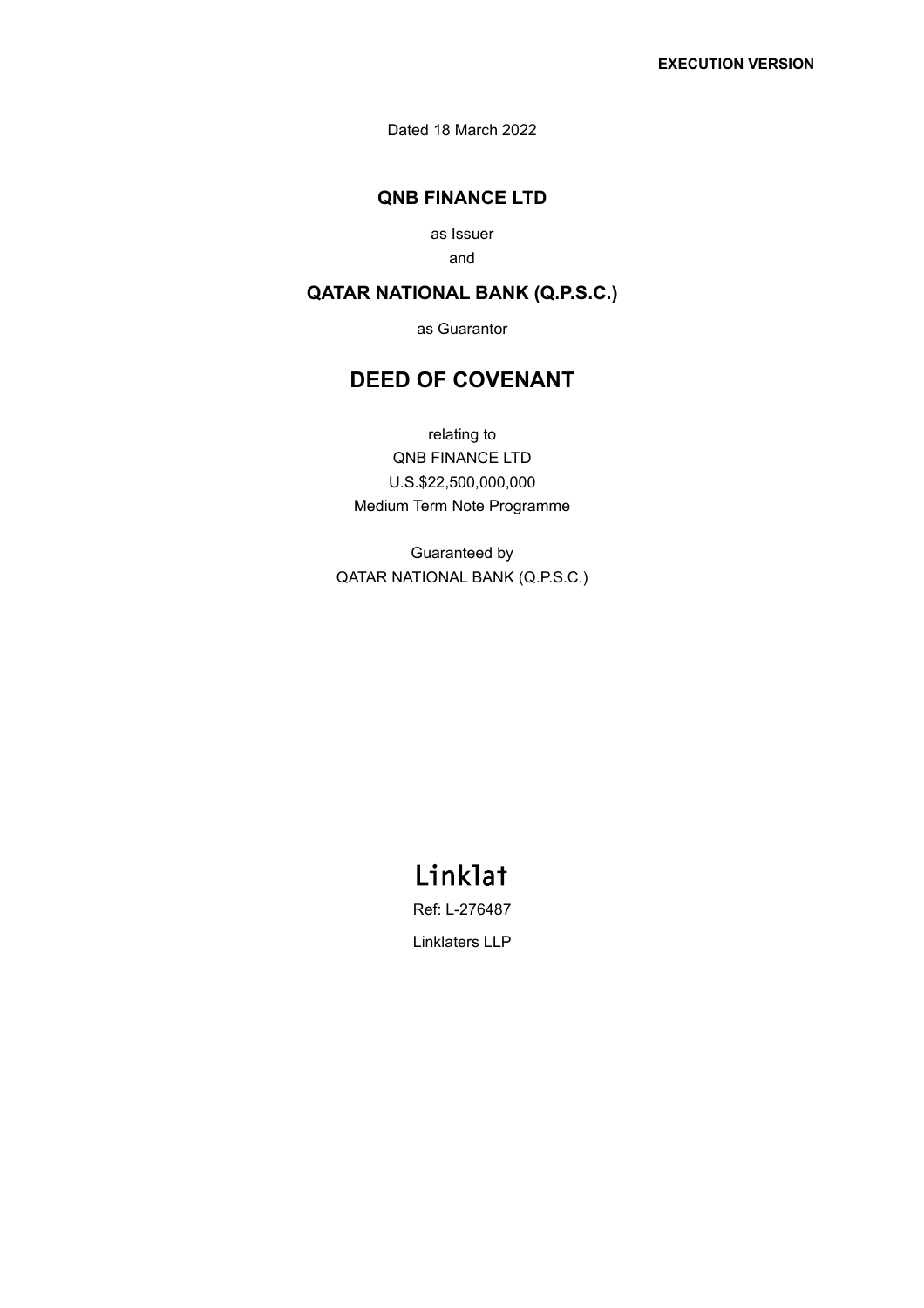**EXECUTION VERSION**

Dated 18 March 2022

## QNB FINANCE LTD

as Issuer

and

## QATAR NATIONAL BANK (Q.P.S.C.)

as Guarantor

# DEED OF COVENANT

relating to

QNB FINANCE LTD

U.S.$22,500,000,000

Medium Term Note Programme

Guaranteed by

QATAR NATIONAL BANK (Q.P.S.C.)

Linklat

Ref: L-276487

Linklaters LLP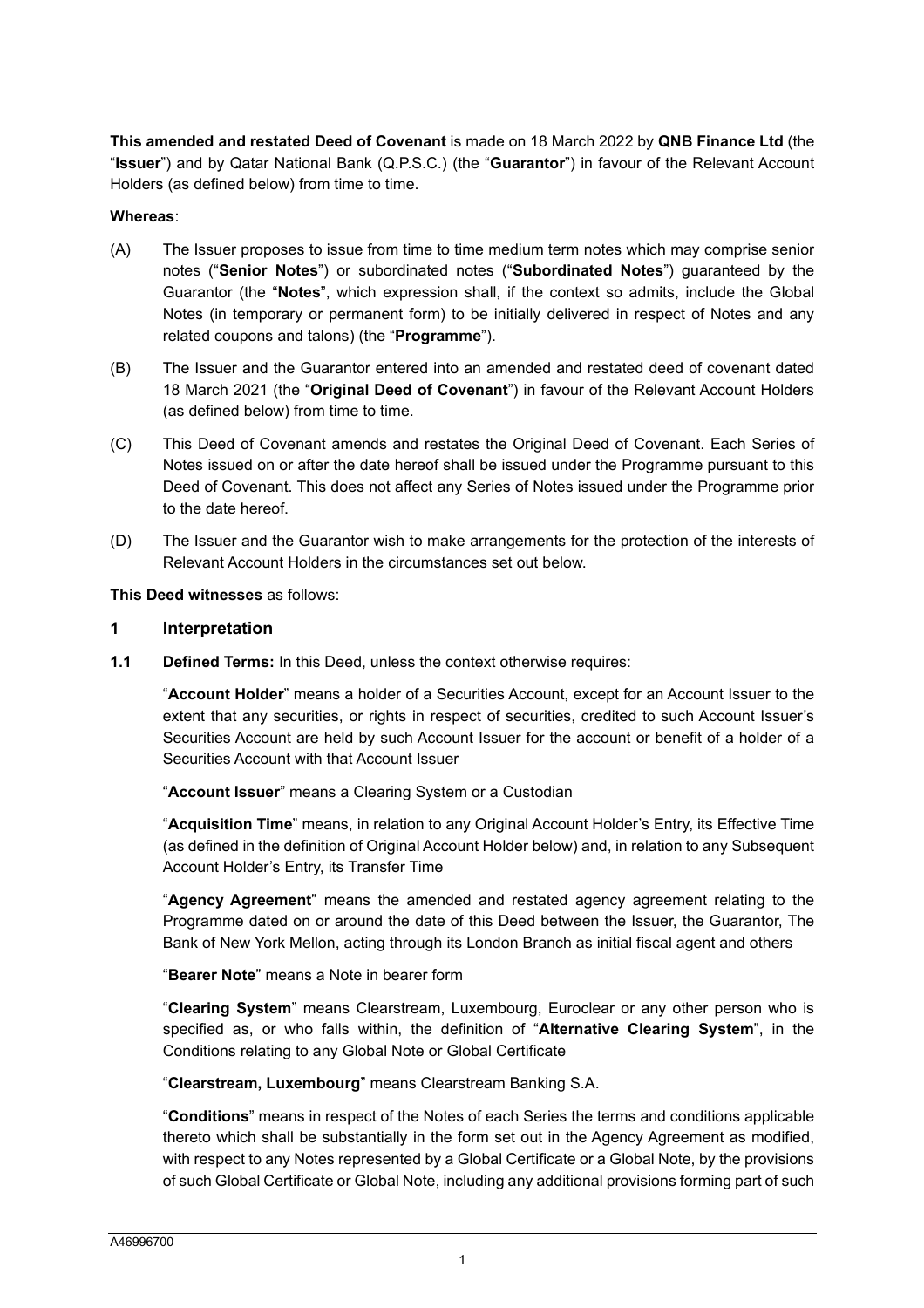**This amended and restated Deed of Covenant** is made on 18 March 2022 by **QNB Finance Ltd** (the "**Issuer**") and by Qatar National Bank (Q.P.S.C.) (the "**Guarantor**") in favour of the Relevant Account Holders (as defined below) from time to time.

**Whereas**:

(A) The Issuer proposes to issue from time to time medium term notes which may comprise senior notes ("**Senior Notes**") or subordinated notes ("**Subordinated Notes**") guaranteed by the Guarantor (the "**Notes**", which expression shall, if the context so admits, include the Global Notes (in temporary or permanent form) to be initially delivered in respect of Notes and any related coupons and talons) (the "**Programme**").

(B) The Issuer and the Guarantor entered into an amended and restated deed of covenant dated 18 March 2021 (the "**Original Deed of Covenant**") in favour of the Relevant Account Holders (as defined below) from time to time.

(C) This Deed of Covenant amends and restates the Original Deed of Covenant. Each Series of Notes issued on or after the date hereof shall be issued under the Programme pursuant to this Deed of Covenant. This does not affect any Series of Notes issued under the Programme prior to the date hereof.

(D) The Issuer and the Guarantor wish to make arrangements for the protection of the interests of Relevant Account Holders in the circumstances set out below.

**This Deed witnesses** as follows:

## 1 Interpretation

**1.1 Defined Terms:** In this Deed, unless the context otherwise requires:

"**Account Holder**" means a holder of a Securities Account, except for an Account Issuer to the extent that any securities, or rights in respect of securities, credited to such Account Issuer's Securities Account are held by such Account Issuer for the account or benefit of a holder of a Securities Account with that Account Issuer

"**Account Issuer**" means a Clearing System or a Custodian

"**Acquisition Time**" means, in relation to any Original Account Holder's Entry, its Effective Time (as defined in the definition of Original Account Holder below) and, in relation to any Subsequent Account Holder's Entry, its Transfer Time

"**Agency Agreement**" means the amended and restated agency agreement relating to the Programme dated on or around the date of this Deed between the Issuer, the Guarantor, The Bank of New York Mellon, acting through its London Branch as initial fiscal agent and others

"**Bearer Note**" means a Note in bearer form

"**Clearing System**" means Clearstream, Luxembourg, Euroclear or any other person who is specified as, or who falls within, the definition of "**Alternative Clearing System**", in the Conditions relating to any Global Note or Global Certificate

"**Clearstream, Luxembourg**" means Clearstream Banking S.A.

"**Conditions**" means in respect of the Notes of each Series the terms and conditions applicable thereto which shall be substantially in the form set out in the Agency Agreement as modified, with respect to any Notes represented by a Global Certificate or a Global Note, by the provisions of such Global Certificate or Global Note, including any additional provisions forming part of such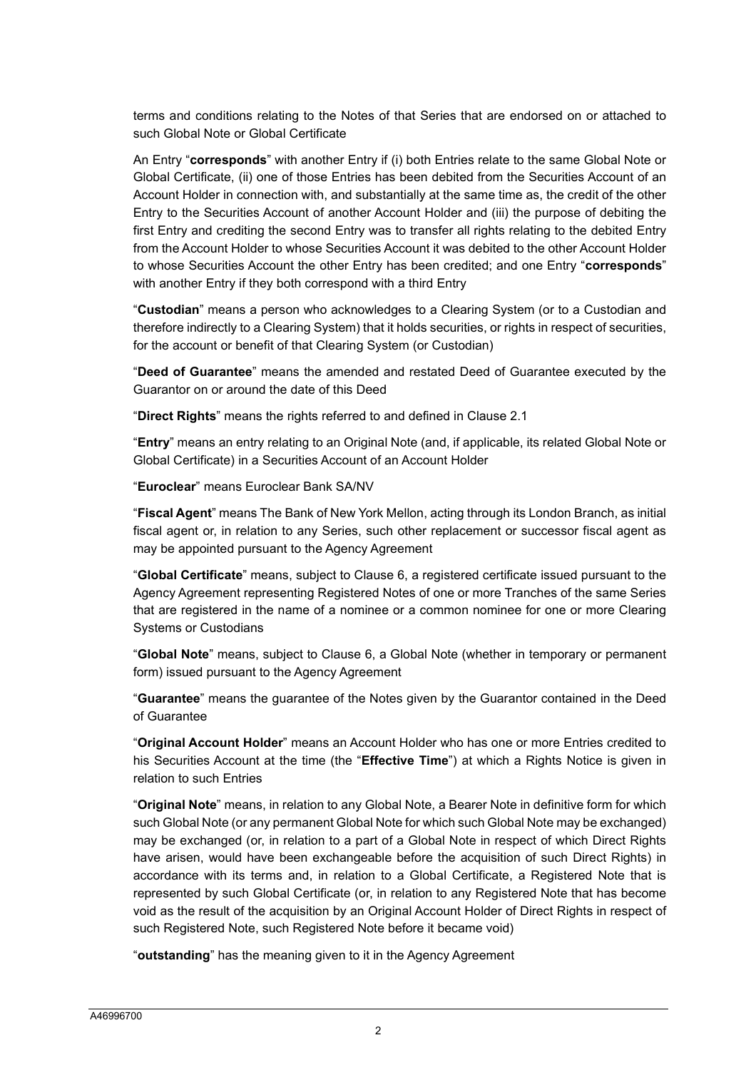terms and conditions relating to the Notes of that Series that are endorsed on or attached to such Global Note or Global Certificate

An Entry "**corresponds**" with another Entry if (i) both Entries relate to the same Global Note or Global Certificate, (ii) one of those Entries has been debited from the Securities Account of an Account Holder in connection with, and substantially at the same time as, the credit of the other Entry to the Securities Account of another Account Holder and (iii) the purpose of debiting the first Entry and crediting the second Entry was to transfer all rights relating to the debited Entry from the Account Holder to whose Securities Account it was debited to the other Account Holder to whose Securities Account the other Entry has been credited; and one Entry "**corresponds**" with another Entry if they both correspond with a third Entry

"**Custodian**" means a person who acknowledges to a Clearing System (or to a Custodian and therefore indirectly to a Clearing System) that it holds securities, or rights in respect of securities, for the account or benefit of that Clearing System (or Custodian)

"**Deed of Guarantee**" means the amended and restated Deed of Guarantee executed by the Guarantor on or around the date of this Deed

"**Direct Rights**" means the rights referred to and defined in Clause 2.1

"**Entry**" means an entry relating to an Original Note (and, if applicable, its related Global Note or Global Certificate) in a Securities Account of an Account Holder

"**Euroclear**" means Euroclear Bank SA/NV

"**Fiscal Agent**" means The Bank of New York Mellon, acting through its London Branch, as initial fiscal agent or, in relation to any Series, such other replacement or successor fiscal agent as may be appointed pursuant to the Agency Agreement

"**Global Certificate**" means, subject to Clause 6, a registered certificate issued pursuant to the Agency Agreement representing Registered Notes of one or more Tranches of the same Series that are registered in the name of a nominee or a common nominee for one or more Clearing Systems or Custodians

"**Global Note**" means, subject to Clause 6, a Global Note (whether in temporary or permanent form) issued pursuant to the Agency Agreement

"**Guarantee**" means the guarantee of the Notes given by the Guarantor contained in the Deed of Guarantee

"**Original Account Holder**" means an Account Holder who has one or more Entries credited to his Securities Account at the time (the "**Effective Time**") at which a Rights Notice is given in relation to such Entries

"**Original Note**" means, in relation to any Global Note, a Bearer Note in definitive form for which such Global Note (or any permanent Global Note for which such Global Note may be exchanged) may be exchanged (or, in relation to a part of a Global Note in respect of which Direct Rights have arisen, would have been exchangeable before the acquisition of such Direct Rights) in accordance with its terms and, in relation to a Global Certificate, a Registered Note that is represented by such Global Certificate (or, in relation to any Registered Note that has become void as the result of the acquisition by an Original Account Holder of Direct Rights in respect of such Registered Note, such Registered Note before it became void)

"**outstanding**" has the meaning given to it in the Agency Agreement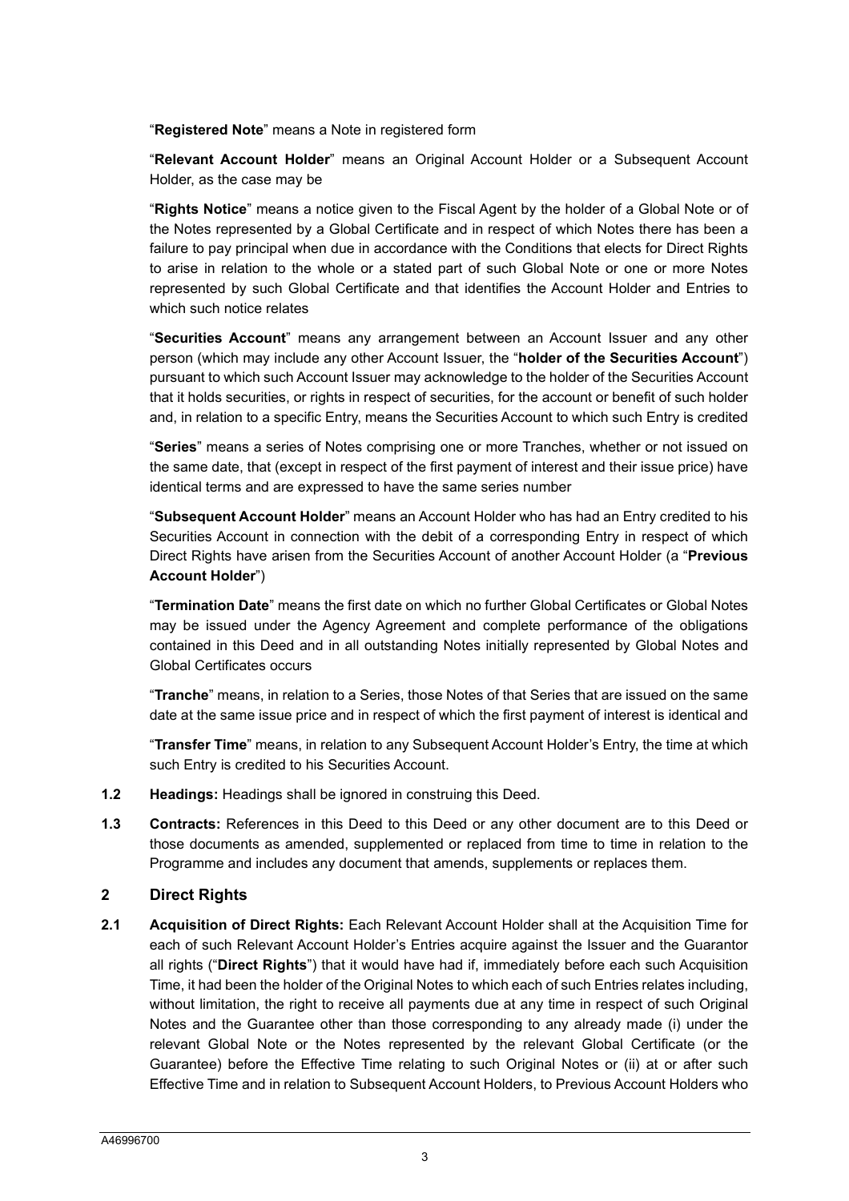"**Registered Note**" means a Note in registered form

"**Relevant Account Holder**" means an Original Account Holder or a Subsequent Account Holder, as the case may be

"**Rights Notice**" means a notice given to the Fiscal Agent by the holder of a Global Note or of the Notes represented by a Global Certificate and in respect of which Notes there has been a failure to pay principal when due in accordance with the Conditions that elects for Direct Rights to arise in relation to the whole or a stated part of such Global Note or one or more Notes represented by such Global Certificate and that identifies the Account Holder and Entries to which such notice relates

"**Securities Account**" means any arrangement between an Account Issuer and any other person (which may include any other Account Issuer, the "**holder of the Securities Account**") pursuant to which such Account Issuer may acknowledge to the holder of the Securities Account that it holds securities, or rights in respect of securities, for the account or benefit of such holder and, in relation to a specific Entry, means the Securities Account to which such Entry is credited

"**Series**" means a series of Notes comprising one or more Tranches, whether or not issued on the same date, that (except in respect of the first payment of interest and their issue price) have identical terms and are expressed to have the same series number

"**Subsequent Account Holder**" means an Account Holder who has had an Entry credited to his Securities Account in connection with the debit of a corresponding Entry in respect of which Direct Rights have arisen from the Securities Account of another Account Holder (a "**Previous Account Holder**")

"**Termination Date**" means the first date on which no further Global Certificates or Global Notes may be issued under the Agency Agreement and complete performance of the obligations contained in this Deed and in all outstanding Notes initially represented by Global Notes and Global Certificates occurs

"**Tranche**" means, in relation to a Series, those Notes of that Series that are issued on the same date at the same issue price and in respect of which the first payment of interest is identical and

"**Transfer Time**" means, in relation to any Subsequent Account Holder's Entry, the time at which such Entry is credited to his Securities Account.

**1.2 Headings:** Headings shall be ignored in construing this Deed.

**1.3 Contracts:** References in this Deed to this Deed or any other document are to this Deed or those documents as amended, supplemented or replaced from time to time in relation to the Programme and includes any document that amends, supplements or replaces them.

## 2 Direct Rights

**2.1 Acquisition of Direct Rights:** Each Relevant Account Holder shall at the Acquisition Time for each of such Relevant Account Holder's Entries acquire against the Issuer and the Guarantor all rights ("**Direct Rights**") that it would have had if, immediately before each such Acquisition Time, it had been the holder of the Original Notes to which each of such Entries relates including, without limitation, the right to receive all payments due at any time in respect of such Original Notes and the Guarantee other than those corresponding to any already made (i) under the relevant Global Note or the Notes represented by the relevant Global Certificate (or the Guarantee) before the Effective Time relating to such Original Notes or (ii) at or after such Effective Time and in relation to Subsequent Account Holders, to Previous Account Holders who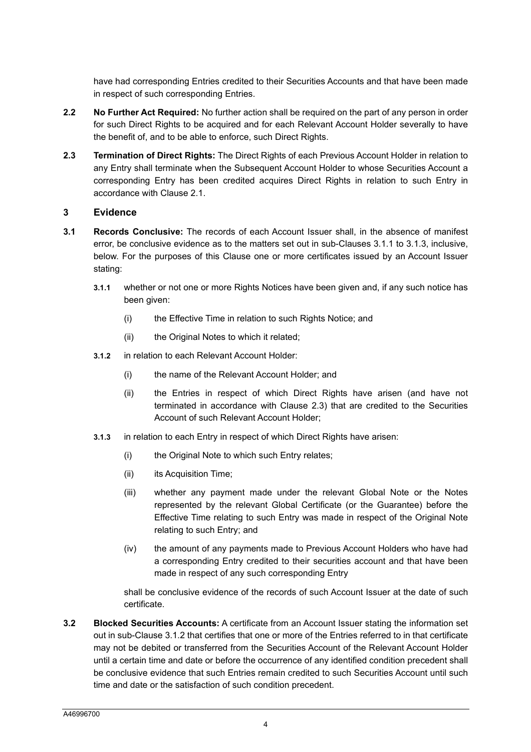have had corresponding Entries credited to their Securities Accounts and that have been made in respect of such corresponding Entries.

**2.2 No Further Act Required:** No further action shall be required on the part of any person in order for such Direct Rights to be acquired and for each Relevant Account Holder severally to have the benefit of, and to be able to enforce, such Direct Rights.

**2.3 Termination of Direct Rights:** The Direct Rights of each Previous Account Holder in relation to any Entry shall terminate when the Subsequent Account Holder to whose Securities Account a corresponding Entry has been credited acquires Direct Rights in relation to such Entry in accordance with Clause 2.1.

## 3 Evidence

**3.1 Records Conclusive:** The records of each Account Issuer shall, in the absence of manifest error, be conclusive evidence as to the matters set out in sub-Clauses 3.1.1 to 3.1.3, inclusive, below. For the purposes of this Clause one or more certificates issued by an Account Issuer stating:

**3.1.1** whether or not one or more Rights Notices have been given and, if any such notice has been given:

(i) the Effective Time in relation to such Rights Notice; and

(ii) the Original Notes to which it related;

**3.1.2** in relation to each Relevant Account Holder:

(i) the name of the Relevant Account Holder; and

(ii) the Entries in respect of which Direct Rights have arisen (and have not terminated in accordance with Clause 2.3) that are credited to the Securities Account of such Relevant Account Holder;

**3.1.3** in relation to each Entry in respect of which Direct Rights have arisen:

(i) the Original Note to which such Entry relates;

(ii) its Acquisition Time;

(iii) whether any payment made under the relevant Global Note or the Notes represented by the relevant Global Certificate (or the Guarantee) before the Effective Time relating to such Entry was made in respect of the Original Note relating to such Entry; and

(iv) the amount of any payments made to Previous Account Holders who have had a corresponding Entry credited to their securities account and that have been made in respect of any such corresponding Entry

shall be conclusive evidence of the records of such Account Issuer at the date of such certificate.

**3.2 Blocked Securities Accounts:** A certificate from an Account Issuer stating the information set out in sub-Clause 3.1.2 that certifies that one or more of the Entries referred to in that certificate may not be debited or transferred from the Securities Account of the Relevant Account Holder until a certain time and date or before the occurrence of any identified condition precedent shall be conclusive evidence that such Entries remain credited to such Securities Account until such time and date or the satisfaction of such condition precedent.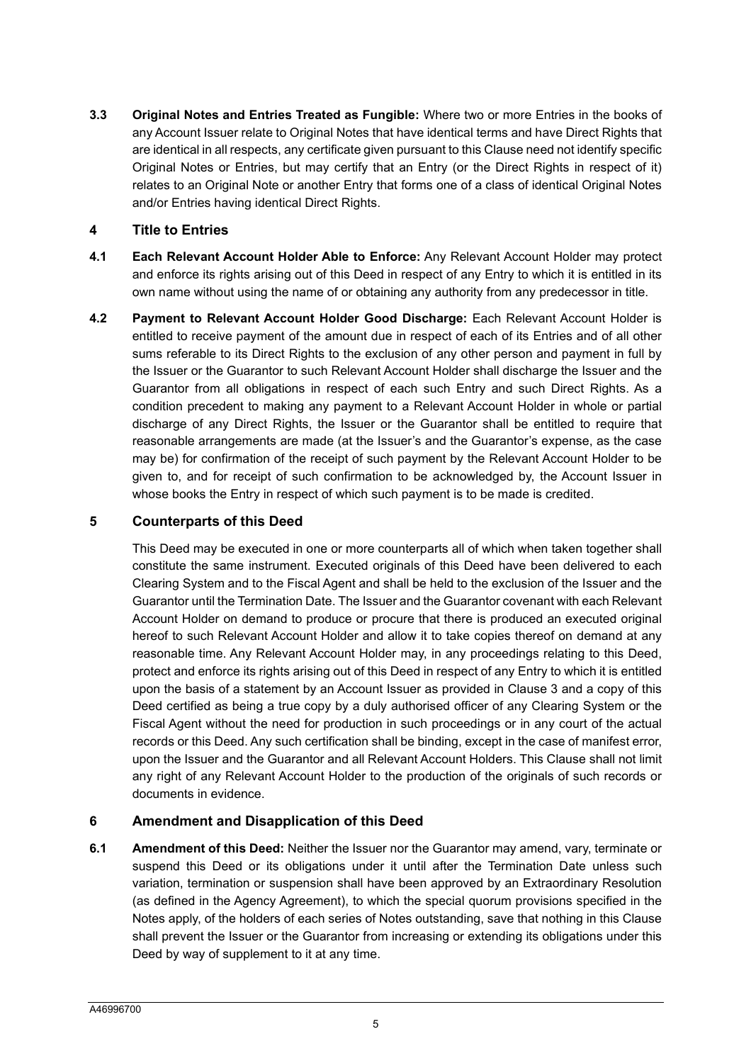**3.3 Original Notes and Entries Treated as Fungible:** Where two or more Entries in the books of any Account Issuer relate to Original Notes that have identical terms and have Direct Rights that are identical in all respects, any certificate given pursuant to this Clause need not identify specific Original Notes or Entries, but may certify that an Entry (or the Direct Rights in respect of it) relates to an Original Note or another Entry that forms one of a class of identical Original Notes and/or Entries having identical Direct Rights.

## 4 Title to Entries

**4.1 Each Relevant Account Holder Able to Enforce:** Any Relevant Account Holder may protect and enforce its rights arising out of this Deed in respect of any Entry to which it is entitled in its own name without using the name of or obtaining any authority from any predecessor in title.

**4.2 Payment to Relevant Account Holder Good Discharge:** Each Relevant Account Holder is entitled to receive payment of the amount due in respect of each of its Entries and of all other sums referable to its Direct Rights to the exclusion of any other person and payment in full by the Issuer or the Guarantor to such Relevant Account Holder shall discharge the Issuer and the Guarantor from all obligations in respect of each such Entry and such Direct Rights. As a condition precedent to making any payment to a Relevant Account Holder in whole or partial discharge of any Direct Rights, the Issuer or the Guarantor shall be entitled to require that reasonable arrangements are made (at the Issuer's and the Guarantor's expense, as the case may be) for confirmation of the receipt of such payment by the Relevant Account Holder to be given to, and for receipt of such confirmation to be acknowledged by, the Account Issuer in whose books the Entry in respect of which such payment is to be made is credited.

## 5 Counterparts of this Deed

This Deed may be executed in one or more counterparts all of which when taken together shall constitute the same instrument. Executed originals of this Deed have been delivered to each Clearing System and to the Fiscal Agent and shall be held to the exclusion of the Issuer and the Guarantor until the Termination Date. The Issuer and the Guarantor covenant with each Relevant Account Holder on demand to produce or procure that there is produced an executed original hereof to such Relevant Account Holder and allow it to take copies thereof on demand at any reasonable time. Any Relevant Account Holder may, in any proceedings relating to this Deed, protect and enforce its rights arising out of this Deed in respect of any Entry to which it is entitled upon the basis of a statement by an Account Issuer as provided in Clause 3 and a copy of this Deed certified as being a true copy by a duly authorised officer of any Clearing System or the Fiscal Agent without the need for production in such proceedings or in any court of the actual records or this Deed. Any such certification shall be binding, except in the case of manifest error, upon the Issuer and the Guarantor and all Relevant Account Holders. This Clause shall not limit any right of any Relevant Account Holder to the production of the originals of such records or documents in evidence.

## 6 Amendment and Disapplication of this Deed

**6.1 Amendment of this Deed:** Neither the Issuer nor the Guarantor may amend, vary, terminate or suspend this Deed or its obligations under it until after the Termination Date unless such variation, termination or suspension shall have been approved by an Extraordinary Resolution (as defined in the Agency Agreement), to which the special quorum provisions specified in the Notes apply, of the holders of each series of Notes outstanding, save that nothing in this Clause shall prevent the Issuer or the Guarantor from increasing or extending its obligations under this Deed by way of supplement to it at any time.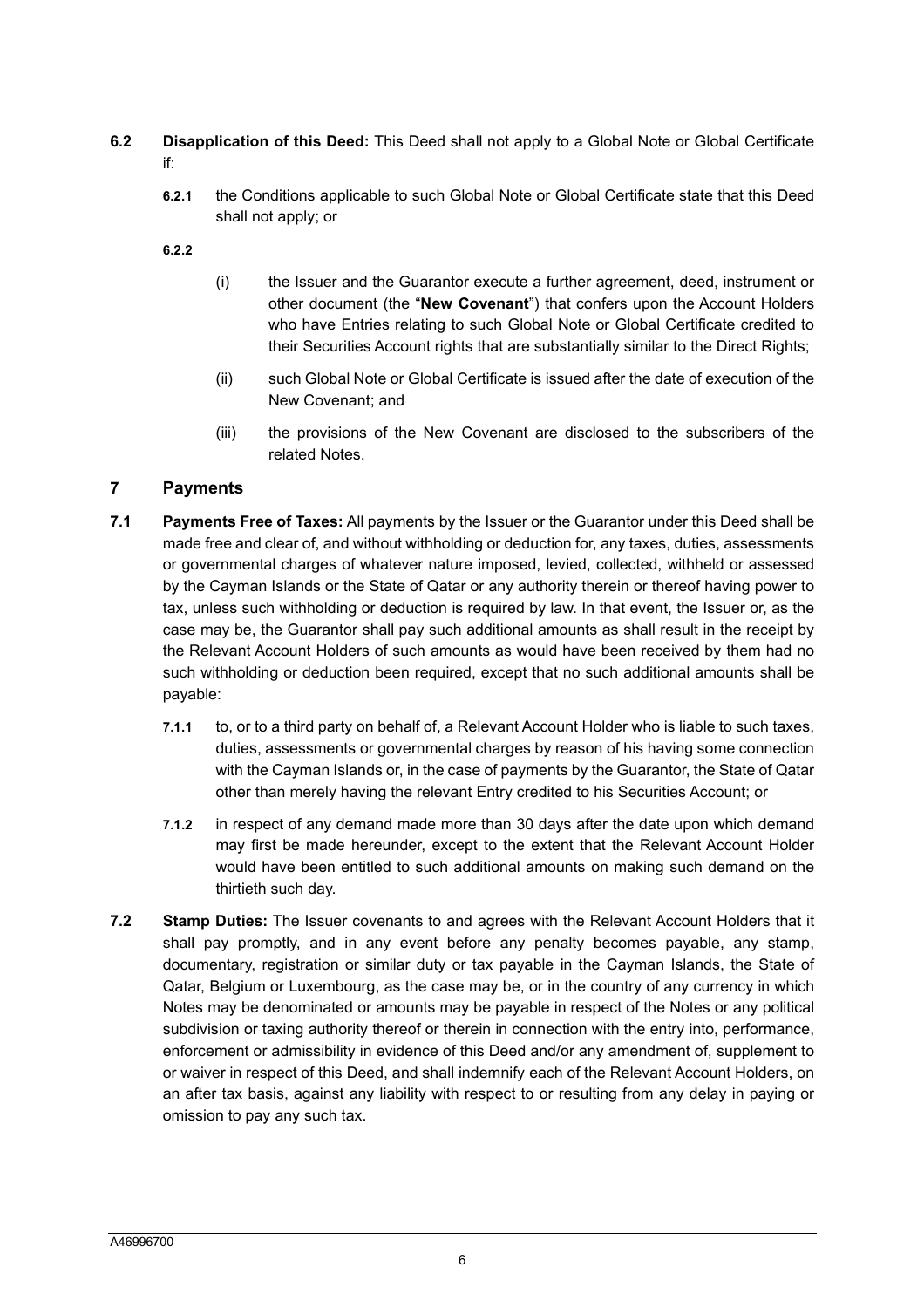**6.2** **Disapplication of this Deed:** This Deed shall not apply to a Global Note or Global Certificate if:

**6.2.1** the Conditions applicable to such Global Note or Global Certificate state that this Deed shall not apply; or

**6.2.2**

(i) the Issuer and the Guarantor execute a further agreement, deed, instrument or other document (the "**New Covenant**") that confers upon the Account Holders who have Entries relating to such Global Note or Global Certificate credited to their Securities Account rights that are substantially similar to the Direct Rights;

(ii) such Global Note or Global Certificate is issued after the date of execution of the New Covenant; and

(iii) the provisions of the New Covenant are disclosed to the subscribers of the related Notes.

## 7 Payments

**7.1** **Payments Free of Taxes:** All payments by the Issuer or the Guarantor under this Deed shall be made free and clear of, and without withholding or deduction for, any taxes, duties, assessments or governmental charges of whatever nature imposed, levied, collected, withheld or assessed by the Cayman Islands or the State of Qatar or any authority therein or thereof having power to tax, unless such withholding or deduction is required by law. In that event, the Issuer or, as the case may be, the Guarantor shall pay such additional amounts as shall result in the receipt by the Relevant Account Holders of such amounts as would have been received by them had no such withholding or deduction been required, except that no such additional amounts shall be payable:

**7.1.1** to, or to a third party on behalf of, a Relevant Account Holder who is liable to such taxes, duties, assessments or governmental charges by reason of his having some connection with the Cayman Islands or, in the case of payments by the Guarantor, the State of Qatar other than merely having the relevant Entry credited to his Securities Account; or

**7.1.2** in respect of any demand made more than 30 days after the date upon which demand may first be made hereunder, except to the extent that the Relevant Account Holder would have been entitled to such additional amounts on making such demand on the thirtieth such day.

**7.2** **Stamp Duties:** The Issuer covenants to and agrees with the Relevant Account Holders that it shall pay promptly, and in any event before any penalty becomes payable, any stamp, documentary, registration or similar duty or tax payable in the Cayman Islands, the State of Qatar, Belgium or Luxembourg, as the case may be, or in the country of any currency in which Notes may be denominated or amounts may be payable in respect of the Notes or any political subdivision or taxing authority thereof or therein in connection with the entry into, performance, enforcement or admissibility in evidence of this Deed and/or any amendment of, supplement to or waiver in respect of this Deed, and shall indemnify each of the Relevant Account Holders, on an after tax basis, against any liability with respect to or resulting from any delay in paying or omission to pay any such tax.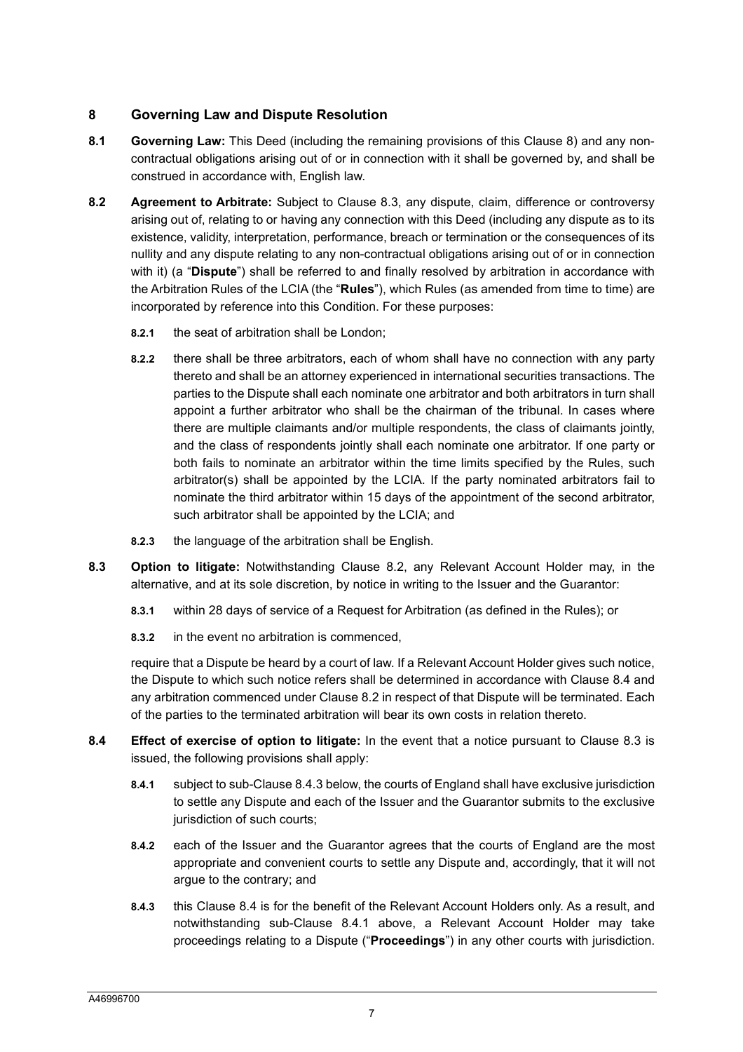## 8 Governing Law and Dispute Resolution

**8.1 Governing Law:** This Deed (including the remaining provisions of this Clause 8) and any non-contractual obligations arising out of or in connection with it shall be governed by, and shall be construed in accordance with, English law.

**8.2 Agreement to Arbitrate:** Subject to Clause 8.3, any dispute, claim, difference or controversy arising out of, relating to or having any connection with this Deed (including any dispute as to its existence, validity, interpretation, performance, breach or termination or the consequences of its nullity and any dispute relating to any non-contractual obligations arising out of or in connection with it) (a "**Dispute**") shall be referred to and finally resolved by arbitration in accordance with the Arbitration Rules of the LCIA (the "**Rules**"), which Rules (as amended from time to time) are incorporated by reference into this Condition. For these purposes:

**8.2.1** the seat of arbitration shall be London;

**8.2.2** there shall be three arbitrators, each of whom shall have no connection with any party thereto and shall be an attorney experienced in international securities transactions. The parties to the Dispute shall each nominate one arbitrator and both arbitrators in turn shall appoint a further arbitrator who shall be the chairman of the tribunal. In cases where there are multiple claimants and/or multiple respondents, the class of claimants jointly, and the class of respondents jointly shall each nominate one arbitrator. If one party or both fails to nominate an arbitrator within the time limits specified by the Rules, such arbitrator(s) shall be appointed by the LCIA. If the party nominated arbitrators fail to nominate the third arbitrator within 15 days of the appointment of the second arbitrator, such arbitrator shall be appointed by the LCIA; and

**8.2.3** the language of the arbitration shall be English.

**8.3 Option to litigate:** Notwithstanding Clause 8.2, any Relevant Account Holder may, in the alternative, and at its sole discretion, by notice in writing to the Issuer and the Guarantor:

**8.3.1** within 28 days of service of a Request for Arbitration (as defined in the Rules); or

**8.3.2** in the event no arbitration is commenced,

require that a Dispute be heard by a court of law. If a Relevant Account Holder gives such notice, the Dispute to which such notice refers shall be determined in accordance with Clause 8.4 and any arbitration commenced under Clause 8.2 in respect of that Dispute will be terminated. Each of the parties to the terminated arbitration will bear its own costs in relation thereto.

**8.4 Effect of exercise of option to litigate:** In the event that a notice pursuant to Clause 8.3 is issued, the following provisions shall apply:

**8.4.1** subject to sub-Clause 8.4.3 below, the courts of England shall have exclusive jurisdiction to settle any Dispute and each of the Issuer and the Guarantor submits to the exclusive jurisdiction of such courts;

**8.4.2** each of the Issuer and the Guarantor agrees that the courts of England are the most appropriate and convenient courts to settle any Dispute and, accordingly, that it will not argue to the contrary; and

**8.4.3** this Clause 8.4 is for the benefit of the Relevant Account Holders only. As a result, and notwithstanding sub-Clause 8.4.1 above, a Relevant Account Holder may take proceedings relating to a Dispute ("**Proceedings**") in any other courts with jurisdiction.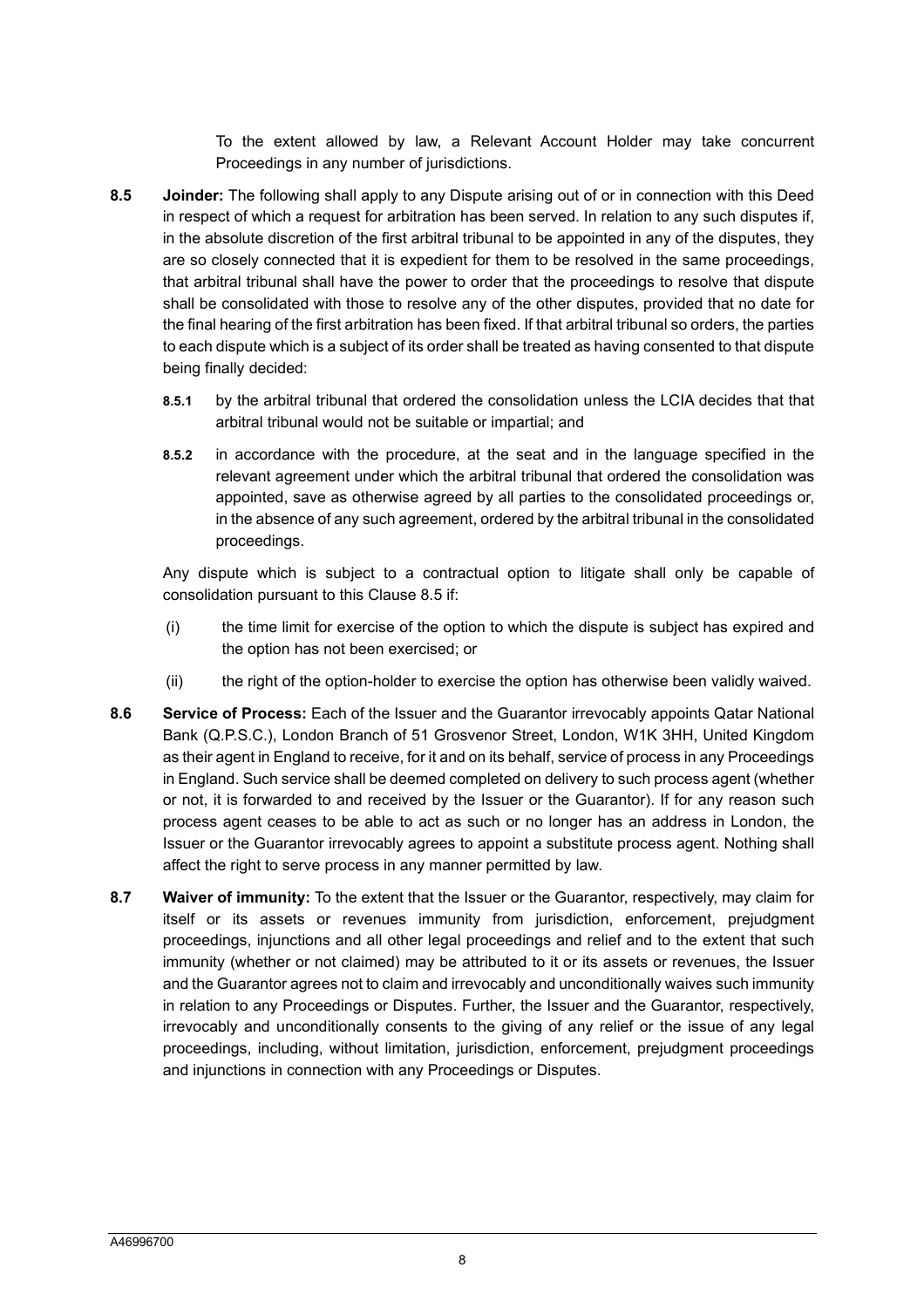To the extent allowed by law, a Relevant Account Holder may take concurrent Proceedings in any number of jurisdictions.

**8.5 Joinder:** The following shall apply to any Dispute arising out of or in connection with this Deed in respect of which a request for arbitration has been served. In relation to any such disputes if, in the absolute discretion of the first arbitral tribunal to be appointed in any of the disputes, they are so closely connected that it is expedient for them to be resolved in the same proceedings, that arbitral tribunal shall have the power to order that the proceedings to resolve that dispute shall be consolidated with those to resolve any of the other disputes, provided that no date for the final hearing of the first arbitration has been fixed. If that arbitral tribunal so orders, the parties to each dispute which is a subject of its order shall be treated as having consented to that dispute being finally decided:

**8.5.1** by the arbitral tribunal that ordered the consolidation unless the LCIA decides that that arbitral tribunal would not be suitable or impartial; and

**8.5.2** in accordance with the procedure, at the seat and in the language specified in the relevant agreement under which the arbitral tribunal that ordered the consolidation was appointed, save as otherwise agreed by all parties to the consolidated proceedings or, in the absence of any such agreement, ordered by the arbitral tribunal in the consolidated proceedings.

Any dispute which is subject to a contractual option to litigate shall only be capable of consolidation pursuant to this Clause 8.5 if:

(i) the time limit for exercise of the option to which the dispute is subject has expired and the option has not been exercised; or

(ii) the right of the option-holder to exercise the option has otherwise been validly waived.

**8.6 Service of Process:** Each of the Issuer and the Guarantor irrevocably appoints Qatar National Bank (Q.P.S.C.), London Branch of 51 Grosvenor Street, London, W1K 3HH, United Kingdom as their agent in England to receive, for it and on its behalf, service of process in any Proceedings in England. Such service shall be deemed completed on delivery to such process agent (whether or not, it is forwarded to and received by the Issuer or the Guarantor). If for any reason such process agent ceases to be able to act as such or no longer has an address in London, the Issuer or the Guarantor irrevocably agrees to appoint a substitute process agent. Nothing shall affect the right to serve process in any manner permitted by law.

**8.7 Waiver of immunity:** To the extent that the Issuer or the Guarantor, respectively, may claim for itself or its assets or revenues immunity from jurisdiction, enforcement, prejudgment proceedings, injunctions and all other legal proceedings and relief and to the extent that such immunity (whether or not claimed) may be attributed to it or its assets or revenues, the Issuer and the Guarantor agrees not to claim and irrevocably and unconditionally waives such immunity in relation to any Proceedings or Disputes. Further, the Issuer and the Guarantor, respectively, irrevocably and unconditionally consents to the giving of any relief or the issue of any legal proceedings, including, without limitation, jurisdiction, enforcement, prejudgment proceedings and injunctions in connection with any Proceedings or Disputes.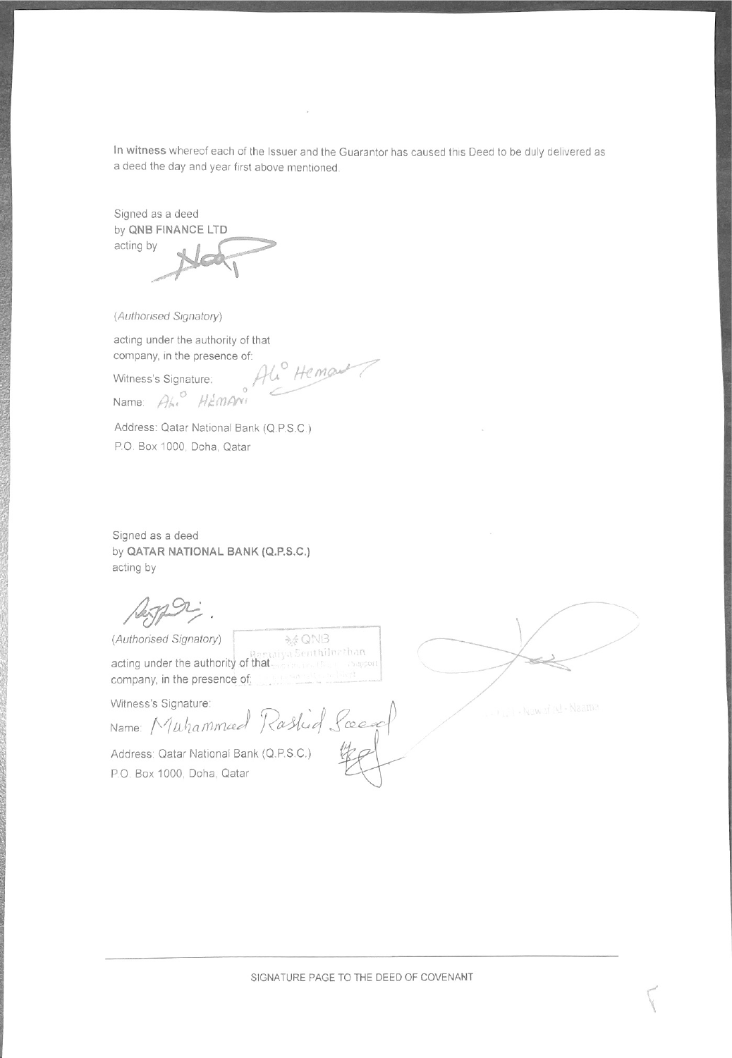In witness whereof each of the Issuer and the Guarantor has caused this Deed to be duly delivered as a deed the day and year first above mentioned.

Signed as a deed
by **QNB FINANCE LTD**
acting by

(*Authorised Signatory*)

acting under the authority of that company, in the presence of:

Witness's Signature: Ali Hemani

Name: Ali Hemani

Address: Qatar National Bank (Q.P.S.C.)
P.O. Box 1000, Doha, Qatar

Signed as a deed
by **QATAR NATIONAL BANK (Q.P.S.C.)**
acting by

(*Authorised Signatory*)

acting under the authority of that company, in the presence of:

Witness's Signature:

Name: Muhammad Rashid Saeed

Address: Qatar National Bank (Q.P.S.C.)
P.O. Box 1000, Doha, Qatar

SIGNATURE PAGE TO THE DEED OF COVENANT